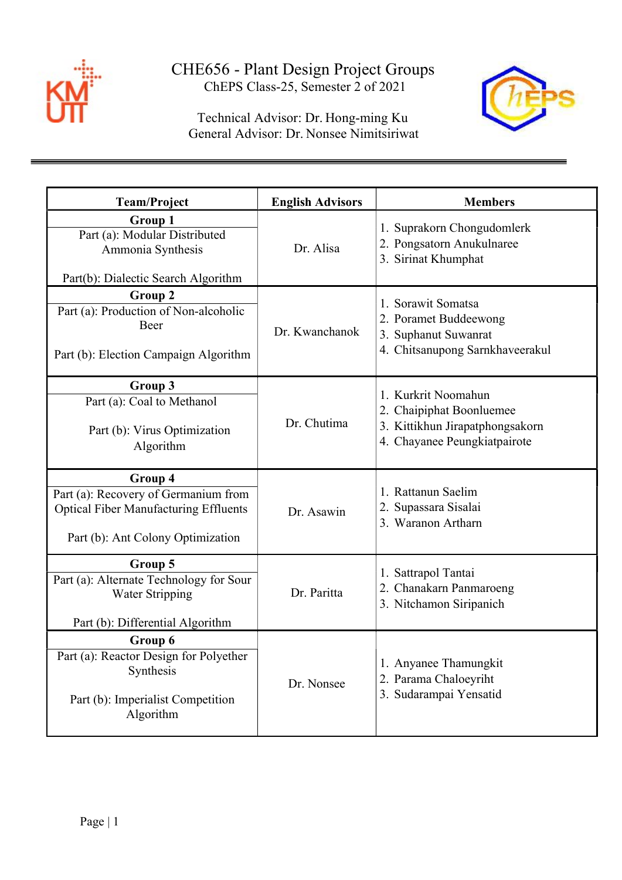# CHE656 - Plant Design Project Groups

ChEPS Class-25, Semester 2 of 2021

Technical Advisor: Dr. Hong-ming Ku
General Advisor: Dr. Nonsee Nimitsiriwat

| Team/Project | English Advisors | Members |
|---|---|---|
| **Group 1**<br>Part (a): Modular Distributed Ammonia Synthesis<br><br>Part(b): Dialectic Search Algorithm | Dr. Alisa | 1. Suprakorn Chongudomlerk<br>2. Pongsatorn Anukulnaree<br>3. Sirinat Khumphat |
| **Group 2**<br>Part (a): Production of Non-alcoholic Beer<br><br>Part (b): Election Campaign Algorithm | Dr. Kwanchanok | 1. Sorawit Somatsa<br>2. Poramet Buddeewong<br>3. Suphanut Suwanrat<br>4. Chitsanupong Sarnkhaveerakul |
| **Group 3**<br>Part (a): Coal to Methanol<br><br>Part (b): Virus Optimization Algorithm | Dr. Chutima | 1. Kurkrit Noomahun<br>2. Chaipiphat Boonluemee<br>3. Kittikhun Jirapatphongsakorn<br>4. Chayanee Peungkiatpairote |
| **Group 4**<br>Part (a): Recovery of Germanium from Optical Fiber Manufacturing Effluents<br><br>Part (b): Ant Colony Optimization | Dr. Asawin | 1. Rattanun Saelim<br>2. Supassara Sisalai<br>3. Waranon Artharn |
| **Group 5**<br>Part (a): Alternate Technology for Sour Water Stripping<br><br>Part (b): Differential Algorithm | Dr. Paritta | 1. Sattrapol Tantai<br>2. Chanakarn Panmaroeng<br>3. Nitchamon Siripanich |
| **Group 6**<br>Part (a): Reactor Design for Polyether Synthesis<br><br>Part (b): Imperialist Competition Algorithm | Dr. Nonsee | 1. Anyanee Thamungkit<br>2. Parama Chaloeyriht<br>3. Sudarampai Yensatid |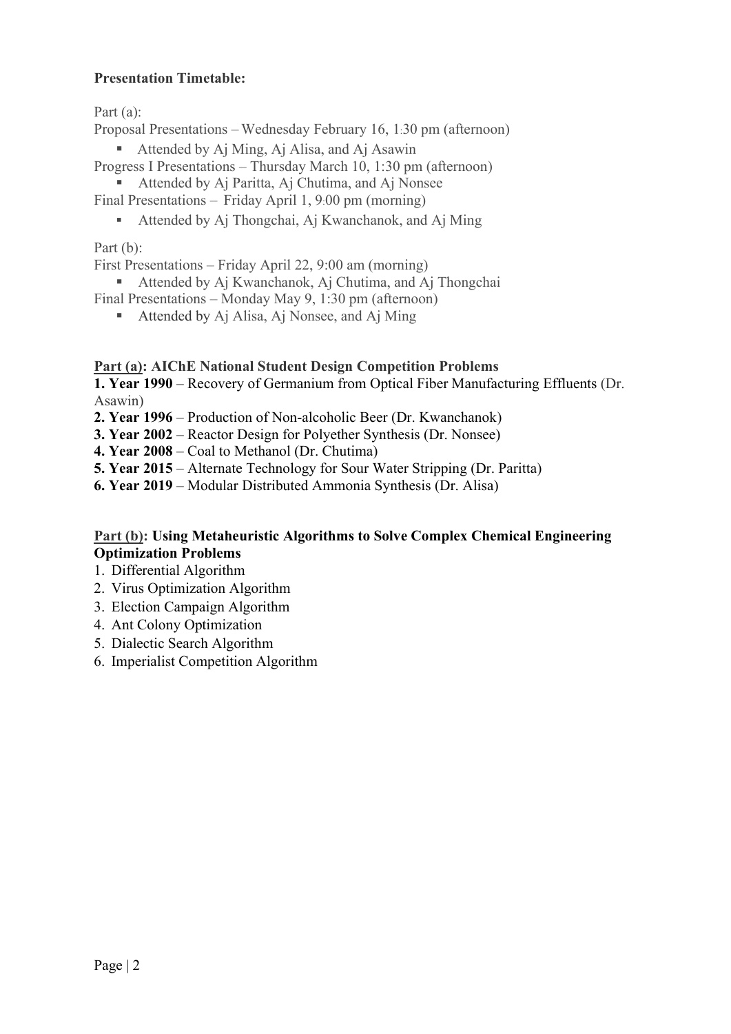**Presentation Timetable:**

Part (a):

Proposal Presentations – Wednesday February 16, 1:30 pm (afternoon)

- Attended by Aj Ming, Aj Alisa, and Aj Asawin

Progress I Presentations – Thursday March 10, 1:30 pm (afternoon)

- Attended by Aj Paritta, Aj Chutima, and Aj Nonsee

Final Presentations – Friday April 1, 9:00 pm (morning)

- Attended by Aj Thongchai, Aj Kwanchanok, and Aj Ming

Part (b):

First Presentations – Friday April 22, 9:00 am (morning)

- Attended by Aj Kwanchanok, Aj Chutima, and Aj Thongchai

Final Presentations – Monday May 9, 1:30 pm (afternoon)

- Attended by Aj Alisa, Aj Nonsee, and Aj Ming

**Part (a): AIChE National Student Design Competition Problems**

**1. Year 1990** – Recovery of Germanium from Optical Fiber Manufacturing Effluents (Dr. Asawin)
**2. Year 1996** – Production of Non-alcoholic Beer (Dr. Kwanchanok)
**3. Year 2002** – Reactor Design for Polyether Synthesis (Dr. Nonsee)
**4. Year 2008** – Coal to Methanol (Dr. Chutima)
**5. Year 2015** – Alternate Technology for Sour Water Stripping (Dr. Paritta)
**6. Year 2019** – Modular Distributed Ammonia Synthesis (Dr. Alisa)

**Part (b): Using Metaheuristic Algorithms to Solve Complex Chemical Engineering Optimization Problems**

1. Differential Algorithm
2. Virus Optimization Algorithm
3. Election Campaign Algorithm
4. Ant Colony Optimization
5. Dialectic Search Algorithm
6. Imperialist Competition Algorithm